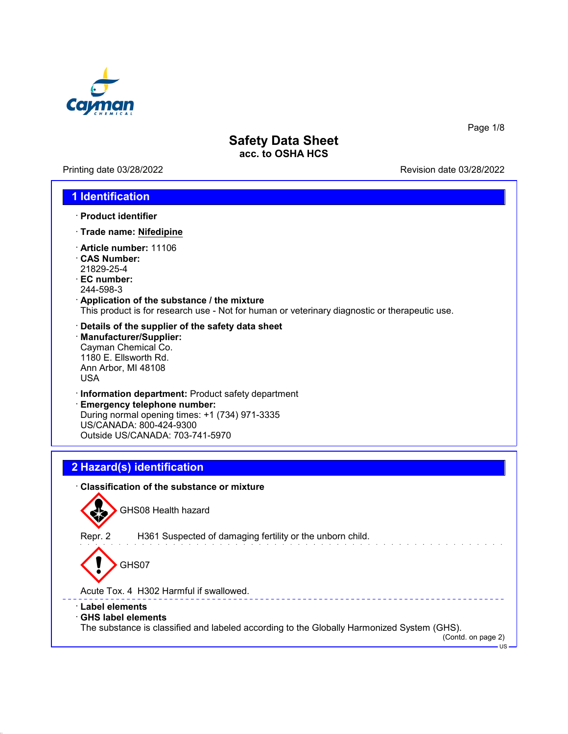# Safety Data Sheet
## acc. to OSHA HCS

Printing date 03/28/2022 Revision date 03/28/2022

## 1 Identification

· **Product identifier**

· **Trade name:** **Nifedipine**

· **Article number:** 11106
· **CAS Number:**
21829-25-4
· **EC number:**
244-598-3
· **Application of the substance / the mixture**
This product is for research use - Not for human or veterinary diagnostic or therapeutic use.

· **Details of the supplier of the safety data sheet**
· **Manufacturer/Supplier:**
Cayman Chemical Co.
1180 E. Ellsworth Rd.
Ann Arbor, MI 48108
USA

· **Information department:** Product safety department
· **Emergency telephone number:**
During normal opening times: +1 (734) 971-3335
US/CANADA: 800-424-9300
Outside US/CANADA: 703-741-5970

## 2 Hazard(s) identification

· **Classification of the substance or mixture**

GHS08 Health hazard

Repr. 2 H361 Suspected of damaging fertility or the unborn child.

GHS07

Acute Tox. 4 H302 Harmful if swallowed.

· **Label elements**
· **GHS label elements**
The substance is classified and labeled according to the Globally Harmonized System (GHS).

(Contd. on page 2)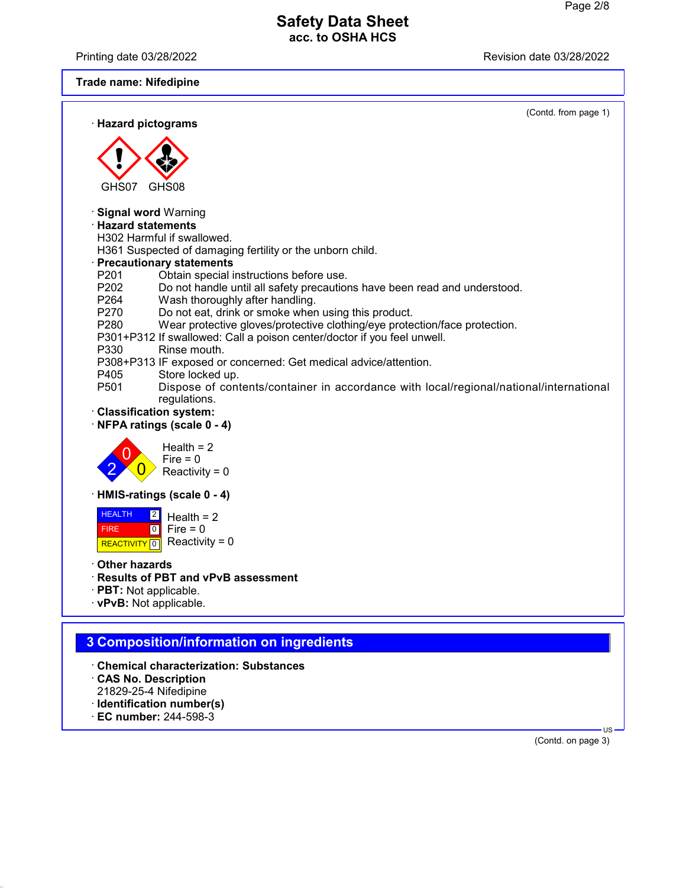**Trade name: Nifedipine**

(Contd. from page 1)

· **Hazard pictograms**

GHS07 GHS08

· **Signal word** Warning

· **Hazard statements**

H302 Harmful if swallowed.

H361 Suspected of damaging fertility or the unborn child.

· **Precautionary statements**

| | |
|---|---|
| P201 | Obtain special instructions before use. |
| P202 | Do not handle until all safety precautions have been read and understood. |
| P264 | Wash thoroughly after handling. |
| P270 | Do not eat, drink or smoke when using this product. |
| P280 | Wear protective gloves/protective clothing/eye protection/face protection. |
| P301+P312 | If swallowed: Call a poison center/doctor if you feel unwell. |
| P330 | Rinse mouth. |
| P308+P313 | IF exposed or concerned: Get medical advice/attention. |
| P405 | Store locked up. |
| P501 | Dispose of contents/container in accordance with local/regional/national/international regulations. |

· **Classification system:**

· **NFPA ratings (scale 0 - 4)**

Health = 2
Fire = 0
Reactivity = 0

· **HMIS-ratings (scale 0 - 4)**

| | |
|---|---|
| HEALTH | 2 |
| FIRE | 0 |
| REACTIVITY | 0 |

Health = 2
Fire = 0
Reactivity = 0

· **Other hazards**

· **Results of PBT and vPvB assessment**

· **PBT:** Not applicable.

· **vPvB:** Not applicable.

## 3 Composition/information on ingredients

· **Chemical characterization: Substances**

· **CAS No. Description**

21829-25-4 Nifedipine

· **Identification number(s)**

· **EC number:** 244-598-3

(Contd. on page 3)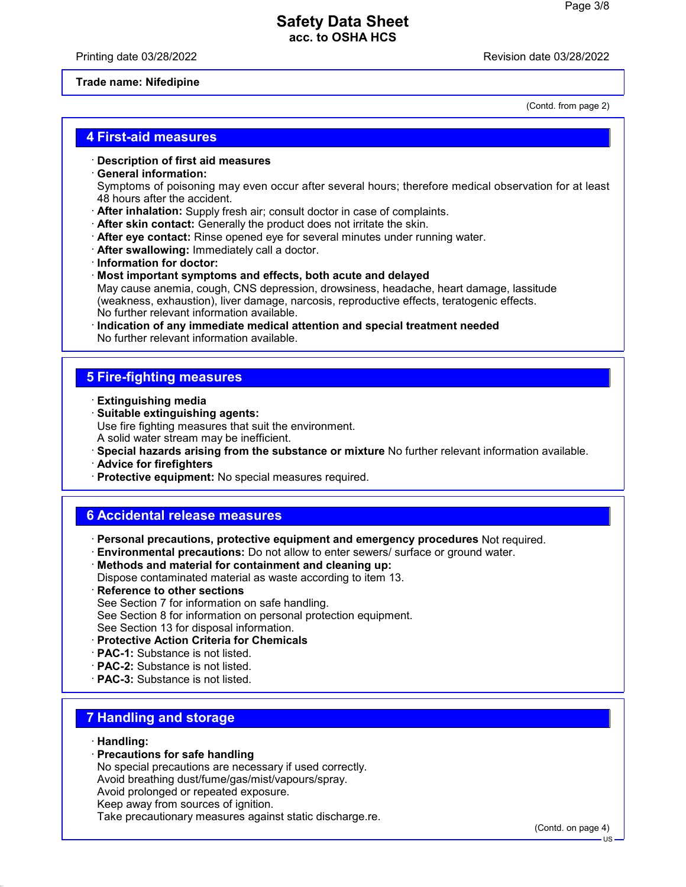**Trade name: Nifedipine**

(Contd. from page 2)

## 4 First-aid measures

· **Description of first aid measures**
· **General information:**
Symptoms of poisoning may even occur after several hours; therefore medical observation for at least 48 hours after the accident.
· **After inhalation:** Supply fresh air; consult doctor in case of complaints.
· **After skin contact:** Generally the product does not irritate the skin.
· **After eye contact:** Rinse opened eye for several minutes under running water.
· **After swallowing:** Immediately call a doctor.
· **Information for doctor:**
· **Most important symptoms and effects, both acute and delayed**
May cause anemia, cough, CNS depression, drowsiness, headache, heart damage, lassitude (weakness, exhaustion), liver damage, narcosis, reproductive effects, teratogenic effects.
No further relevant information available.
· **Indication of any immediate medical attention and special treatment needed**
No further relevant information available.

## 5 Fire-fighting measures

· **Extinguishing media**
· **Suitable extinguishing agents:**
Use fire fighting measures that suit the environment.
A solid water stream may be inefficient.
· **Special hazards arising from the substance or mixture** No further relevant information available.
· **Advice for firefighters**
· **Protective equipment:** No special measures required.

## 6 Accidental release measures

· **Personal precautions, protective equipment and emergency procedures** Not required.
· **Environmental precautions:** Do not allow to enter sewers/ surface or ground water.
· **Methods and material for containment and cleaning up:**
Dispose contaminated material as waste according to item 13.
· **Reference to other sections**
See Section 7 for information on safe handling.
See Section 8 for information on personal protection equipment.
See Section 13 for disposal information.
· **Protective Action Criteria for Chemicals**
· **PAC-1:** Substance is not listed.
· **PAC-2:** Substance is not listed.
· **PAC-3:** Substance is not listed.

## 7 Handling and storage

· **Handling:**
· **Precautions for safe handling**
No special precautions are necessary if used correctly.
Avoid breathing dust/fume/gas/mist/vapours/spray.
Avoid prolonged or repeated exposure.
Keep away from sources of ignition.
Take precautionary measures against static discharge.re.

(Contd. on page 4)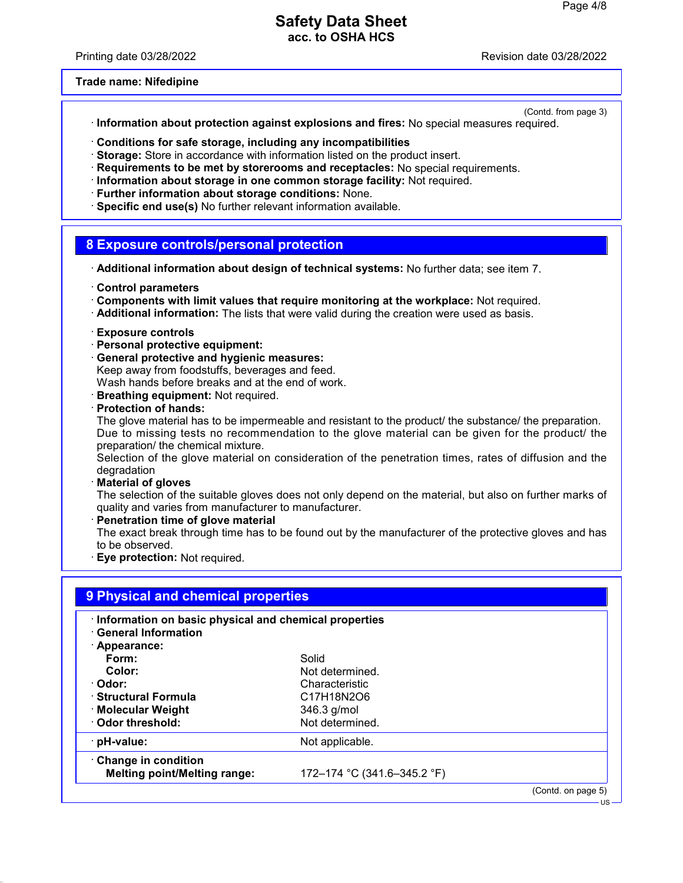**Trade name: Nifedipine**

(Contd. from page 3)

· **Information about protection against explosions and fires:** No special measures required.

· **Conditions for safe storage, including any incompatibilities**
· **Storage:** Store in accordance with information listed on the product insert.
· **Requirements to be met by storerooms and receptacles:** No special requirements.
· **Information about storage in one common storage facility:** Not required.
· **Further information about storage conditions:** None.
· **Specific end use(s)** No further relevant information available.

## 8 Exposure controls/personal protection

· **Additional information about design of technical systems:** No further data; see item 7.

· **Control parameters**
· **Components with limit values that require monitoring at the workplace:** Not required.
· **Additional information:** The lists that were valid during the creation were used as basis.

· **Exposure controls**
· **Personal protective equipment:**
· **General protective and hygienic measures:**
Keep away from foodstuffs, beverages and feed.
Wash hands before breaks and at the end of work.
· **Breathing equipment:** Not required.
· **Protection of hands:**
The glove material has to be impermeable and resistant to the product/ the substance/ the preparation.
Due to missing tests no recommendation to the glove material can be given for the product/ the preparation/ the chemical mixture.
Selection of the glove material on consideration of the penetration times, rates of diffusion and the degradation
· **Material of gloves**
The selection of the suitable gloves does not only depend on the material, but also on further marks of quality and varies from manufacturer to manufacturer.
· **Penetration time of glove material**
The exact break through time has to be found out by the manufacturer of the protective gloves and has to be observed.
· **Eye protection:** Not required.

## 9 Physical and chemical properties

| | |
|---|---|
| · **Information on basic physical and chemical properties** | |
| · **General Information** | |
| · **Appearance:** | |
| **Form:** | Solid |
| **Color:** | Not determined. |
| · **Odor:** | Characteristic |
| · **Structural Formula** | $C_{17}H_{18}N_2O_6$ |
| · **Molecular Weight** | 346.3 g/mol |
| · **Odor threshold:** | Not determined. |
| · **pH-value:** | Not applicable. |
| · **Change in condition** | |
| **Melting point/Melting range:** | 172–174 °C (341.6–345.2 °F) |

(Contd. on page 5)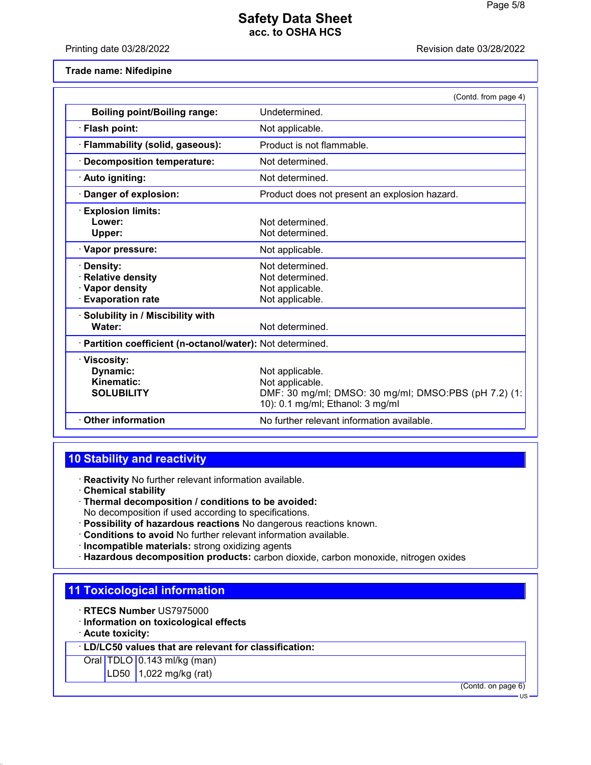**Trade name: Nifedipine**

(Contd. from page 4)

| | |
|---|---|
| **Boiling point/Boiling range:** | Undetermined. |
| · **Flash point:** | Not applicable. |
| · **Flammability (solid, gaseous):** | Product is not flammable. |
| · **Decomposition temperature:** | Not determined. |
| · **Auto igniting:** | Not determined. |
| · **Danger of explosion:** | Product does not present an explosion hazard. |
| · **Explosion limits:** | |
| **Lower:** | Not determined. |
| **Upper:** | Not determined. |
| · **Vapor pressure:** | Not applicable. |
| · **Density:** | Not determined. |
| · **Relative density** | Not determined. |
| · **Vapor density** | Not applicable. |
| · **Evaporation rate** | Not applicable. |
| · **Solubility in / Miscibility with** | |
| **Water:** | Not determined. |
| · **Partition coefficient (n-octanol/water):** | Not determined. |
| · **Viscosity:** | |
| **Dynamic:** | Not applicable. |
| **Kinematic:** | Not applicable. |
| **SOLUBILITY** | DMF: 30 mg/ml; DMSO: 30 mg/ml; DMSO:PBS (pH 7.2) (1:10): 0.1 mg/ml; Ethanol: 3 mg/ml |
| · **Other information** | No further relevant information available. |

## 10 Stability and reactivity

· **Reactivity** No further relevant information available.
· **Chemical stability**
· **Thermal decomposition / conditions to be avoided:**
No decomposition if used according to specifications.
· **Possibility of hazardous reactions** No dangerous reactions known.
· **Conditions to avoid** No further relevant information available.
· **Incompatible materials:** strong oxidizing agents
· **Hazardous decomposition products:** carbon dioxide, carbon monoxide, nitrogen oxides

## 11 Toxicological information

· **RTECS Number** US7975000
· **Information on toxicological effects**
· **Acute toxicity:**

| · **LD/LC50 values that are relevant for classification:** | | |
|---|---|---|
| Oral | TDLO | 0.143 ml/kg (man) |
| | LD50 | 1,022 mg/kg (rat) |

(Contd. on page 6)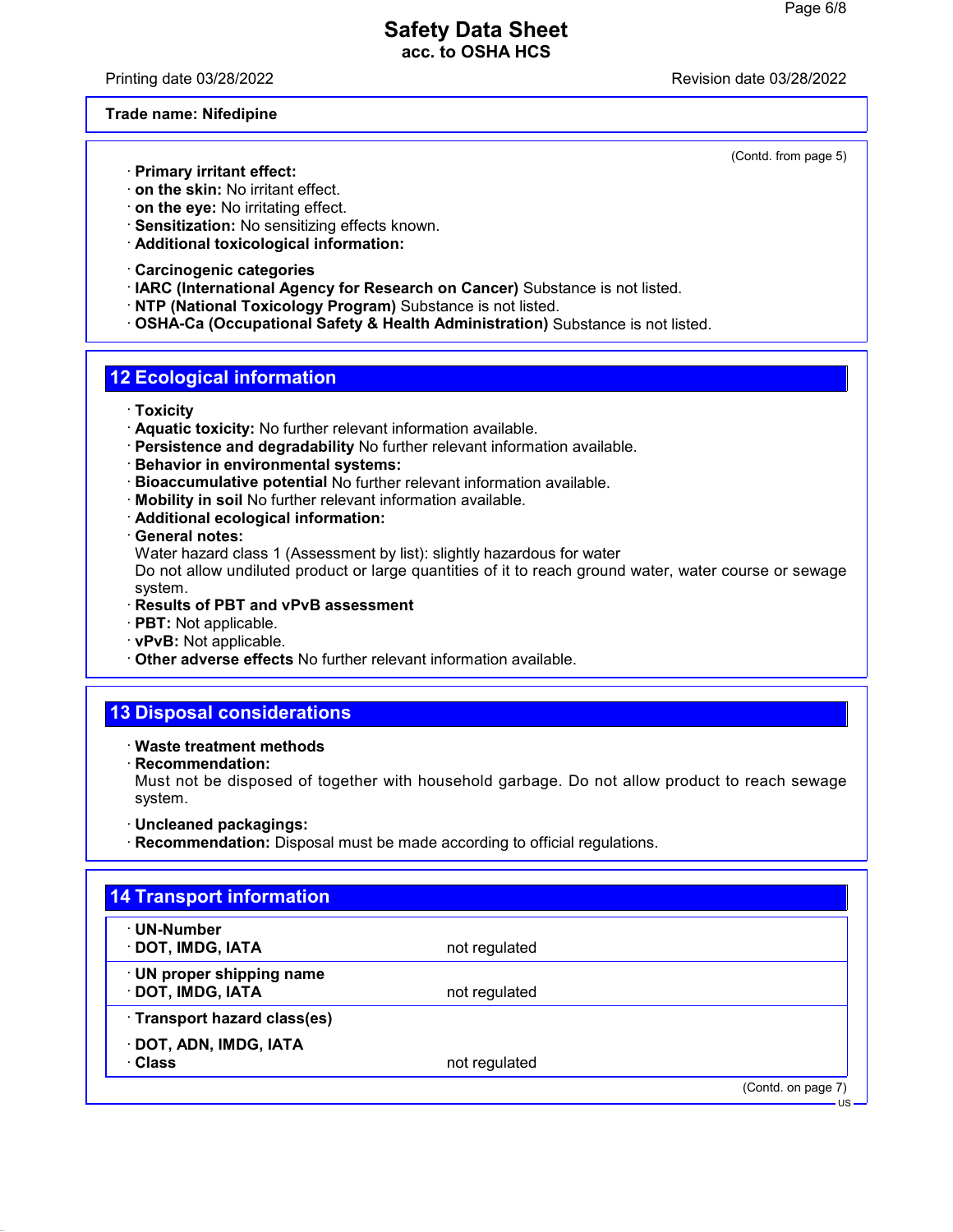Trade name: Nifedipine

(Contd. from page 5)

· **Primary irritant effect:**
· **on the skin:** No irritant effect.
· **on the eye:** No irritating effect.
· **Sensitization:** No sensitizing effects known.
· **Additional toxicological information:**

· **Carcinogenic categories**
· **IARC (International Agency for Research on Cancer)** Substance is not listed.
· **NTP (National Toxicology Program)** Substance is not listed.
· **OSHA-Ca (Occupational Safety & Health Administration)** Substance is not listed.

## 12 Ecological information

· **Toxicity**
· **Aquatic toxicity:** No further relevant information available.
· **Persistence and degradability** No further relevant information available.
· **Behavior in environmental systems:**
· **Bioaccumulative potential** No further relevant information available.
· **Mobility in soil** No further relevant information available.
· **Additional ecological information:**
· **General notes:**
Water hazard class 1 (Assessment by list): slightly hazardous for water
Do not allow undiluted product or large quantities of it to reach ground water, water course or sewage system.
· **Results of PBT and vPvB assessment**
· **PBT:** Not applicable.
· **vPvB:** Not applicable.
· **Other adverse effects** No further relevant information available.

## 13 Disposal considerations

· **Waste treatment methods**
· **Recommendation:**
Must not be disposed of together with household garbage. Do not allow product to reach sewage system.

· **Uncleaned packagings:**
· **Recommendation:** Disposal must be made according to official regulations.

## 14 Transport information

| | |
|---|---|
| · **UN-Number** | |
| · **DOT, IMDG, IATA** | not regulated |
| · **UN proper shipping name** | |
| · **DOT, IMDG, IATA** | not regulated |
| · **Transport hazard class(es)** | |
| · **DOT, ADN, IMDG, IATA** | |
| · **Class** | not regulated |

(Contd. on page 7)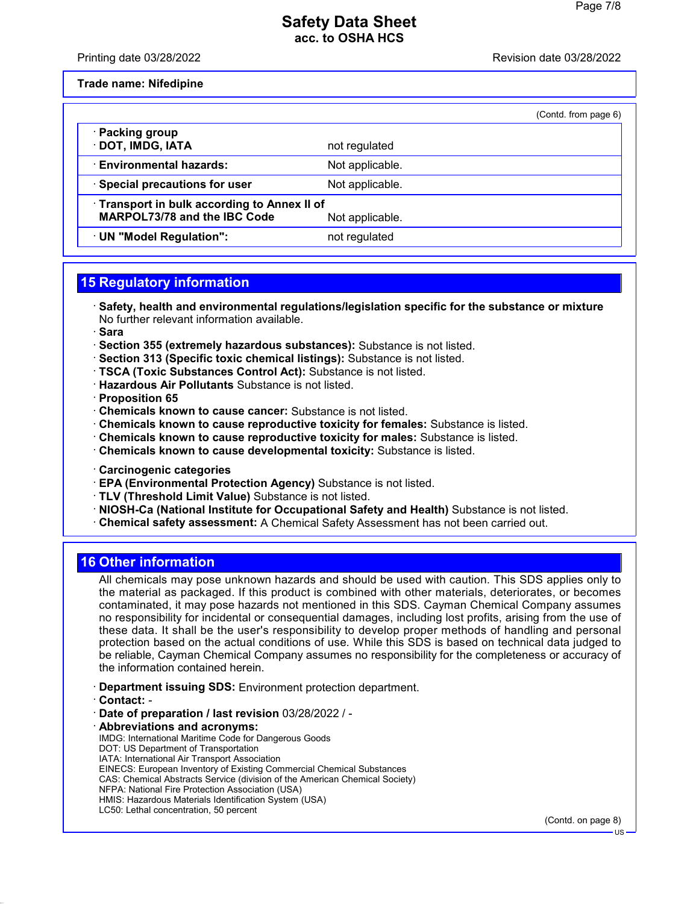Trade name: Nifedipine

(Contd. from page 6)

| | |
|---|---|
| · Packing group<br>· DOT, IMDG, IATA | not regulated |
| · Environmental hazards: | Not applicable. |
| · Special precautions for user | Not applicable. |
| · Transport in bulk according to Annex II of MARPOL73/78 and the IBC Code | Not applicable. |
| · UN "Model Regulation": | not regulated |

## 15 Regulatory information

· **Safety, health and environmental regulations/legislation specific for the substance or mixture**
No further relevant information available.
· **Sara**
· **Section 355 (extremely hazardous substances):** Substance is not listed.
· **Section 313 (Specific toxic chemical listings):** Substance is not listed.
· **TSCA (Toxic Substances Control Act):** Substance is not listed.
· **Hazardous Air Pollutants** Substance is not listed.
· **Proposition 65**
· **Chemicals known to cause cancer:** Substance is not listed.
· **Chemicals known to cause reproductive toxicity for females:** Substance is listed.
· **Chemicals known to cause reproductive toxicity for males:** Substance is listed.
· **Chemicals known to cause developmental toxicity:** Substance is listed.

· **Carcinogenic categories**
· **EPA (Environmental Protection Agency)** Substance is not listed.
· **TLV (Threshold Limit Value)** Substance is not listed.
· **NIOSH-Ca (National Institute for Occupational Safety and Health)** Substance is not listed.
· **Chemical safety assessment:** A Chemical Safety Assessment has not been carried out.

## 16 Other information

All chemicals may pose unknown hazards and should be used with caution. This SDS applies only to the material as packaged. If this product is combined with other materials, deteriorates, or becomes contaminated, it may pose hazards not mentioned in this SDS. Cayman Chemical Company assumes no responsibility for incidental or consequential damages, including lost profits, arising from the use of these data. It shall be the user's responsibility to develop proper methods of handling and personal protection based on the actual conditions of use. While this SDS is based on technical data judged to be reliable, Cayman Chemical Company assumes no responsibility for the completeness or accuracy of the information contained herein.

· **Department issuing SDS:** Environment protection department.
· **Contact:** -
· **Date of preparation / last revision** 03/28/2022 / -
· **Abbreviations and acronyms:**
IMDG: International Maritime Code for Dangerous Goods
DOT: US Department of Transportation
IATA: International Air Transport Association
EINECS: European Inventory of Existing Commercial Chemical Substances
CAS: Chemical Abstracts Service (division of the American Chemical Society)
NFPA: National Fire Protection Association (USA)
HMIS: Hazardous Materials Identification System (USA)
LC50: Lethal concentration, 50 percent

(Contd. on page 8)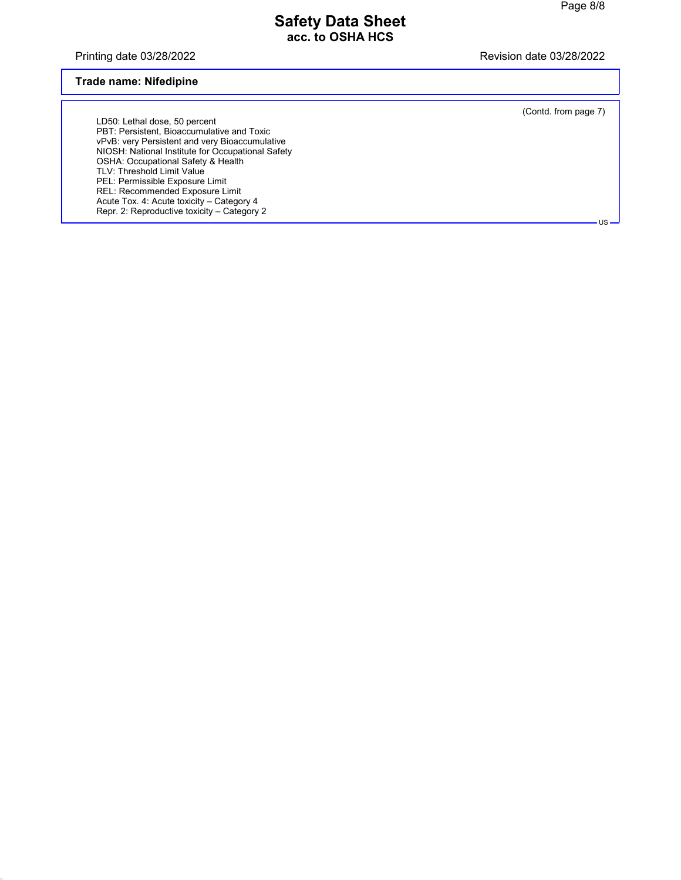**Trade name: Nifedipine**

(Contd. from page 7)

LD50: Lethal dose, 50 percent
PBT: Persistent, Bioaccumulative and Toxic
vPvB: very Persistent and very Bioaccumulative
NIOSH: National Institute for Occupational Safety
OSHA: Occupational Safety & Health
TLV: Threshold Limit Value
PEL: Permissible Exposure Limit
REL: Recommended Exposure Limit
Acute Tox. 4: Acute toxicity – Category 4
Repr. 2: Reproductive toxicity – Category 2